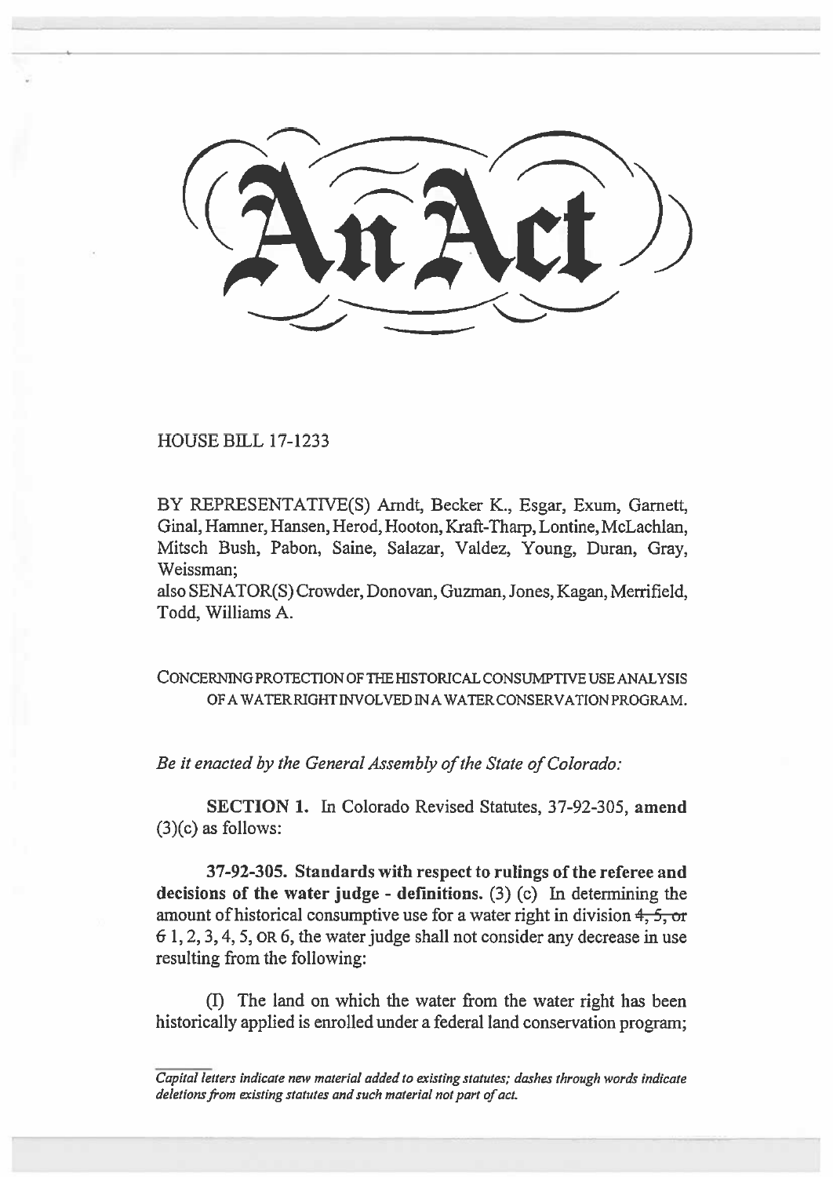# An Act

HOUSE BILL 17-1233

BY REPRESENTATIVE(S) Arndt, Becker K., Esgar, Exum, Garnett, Ginal, Hamner, Hansen, Herod, Hooton, Kraft-Tharp, Lontine, McLachlan, Mitsch Bush, Pabon, Saine, Salazar, Valdez, Young, Duran, Gray, Weissman;
also SENATOR(S) Crowder, Donovan, Guzman, Jones, Kagan, Merrifield, Todd, Williams A.

CONCERNING PROTECTION OF THE HISTORICAL CONSUMPTIVE USE ANALYSIS OF A WATER RIGHT INVOLVED IN A WATER CONSERVATION PROGRAM.

*Be it enacted by the General Assembly of the State of Colorado:*

**SECTION 1.** In Colorado Revised Statutes, 37-92-305, **amend** (3)(c) as follows:

**37-92-305. Standards with respect to rulings of the referee and decisions of the water judge - definitions.** (3) (c) In determining the amount of historical consumptive use for a water right in division ~~4, 5, or 6~~ 1, 2, 3, 4, 5, OR 6, the water judge shall not consider any decrease in use resulting from the following:

(I) The land on which the water from the water right has been historically applied is enrolled under a federal land conservation program;

*Capital letters indicate new material added to existing statutes; dashes through words indicate deletions from existing statutes and such material not part of act.*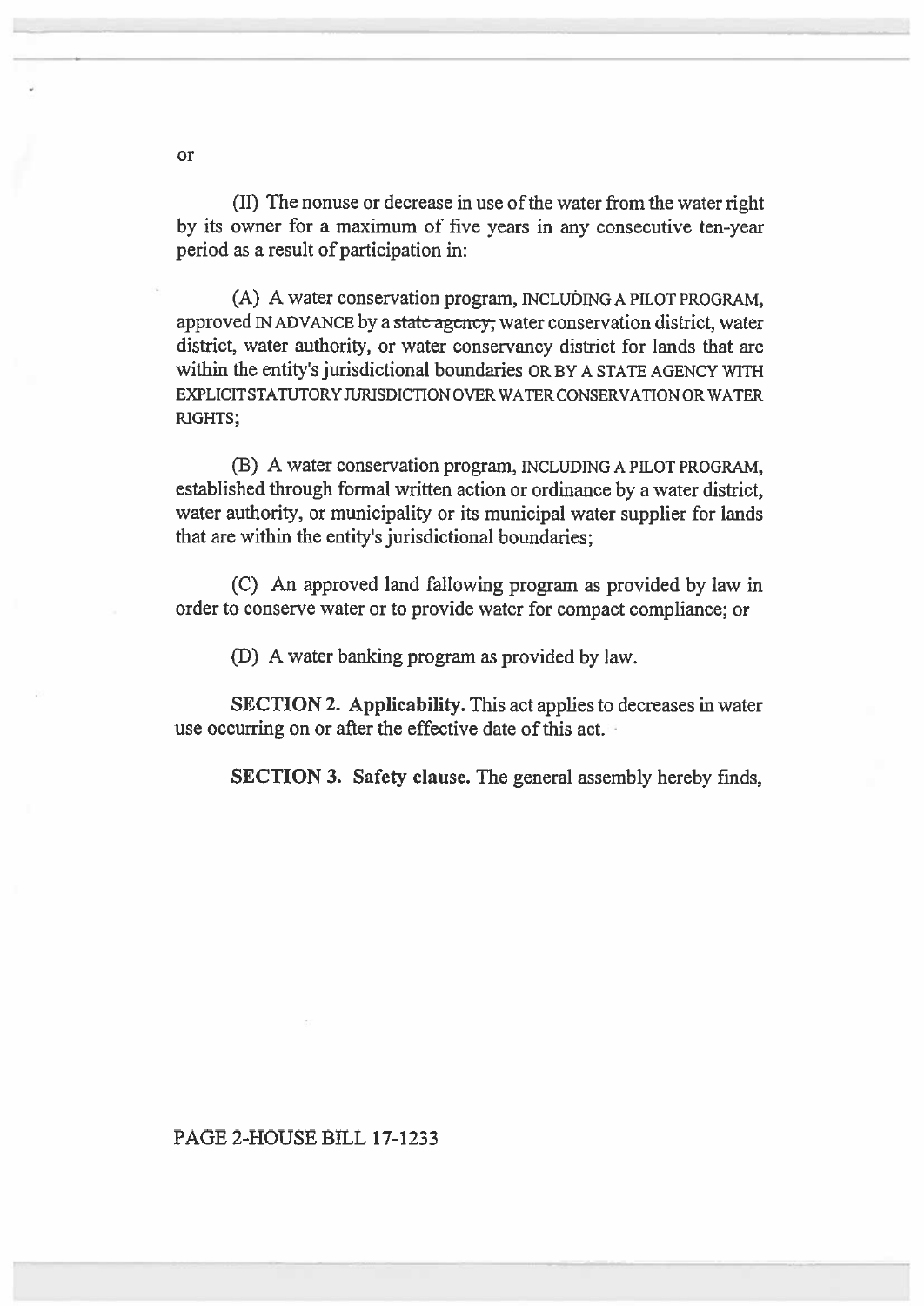or

(II) The nonuse or decrease in use of the water from the water right by its owner for a maximum of five years in any consecutive ten-year period as a result of participation in:

(A) A water conservation program, INCLUDING A PILOT PROGRAM, approved IN ADVANCE by a ~~state agency,~~ water conservation district, water district, water authority, or water conservancy district for lands that are within the entity's jurisdictional boundaries OR BY A STATE AGENCY WITH EXPLICIT STATUTORY JURISDICTION OVER WATER CONSERVATION OR WATER RIGHTS;

(B) A water conservation program, INCLUDING A PILOT PROGRAM, established through formal written action or ordinance by a water district, water authority, or municipality or its municipal water supplier for lands that are within the entity's jurisdictional boundaries;

(C) An approved land fallowing program as provided by law in order to conserve water or to provide water for compact compliance; or

(D) A water banking program as provided by law.

**SECTION 2. Applicability.** This act applies to decreases in water use occurring on or after the effective date of this act.

**SECTION 3. Safety clause.** The general assembly hereby finds,

PAGE 2-HOUSE BILL 17-1233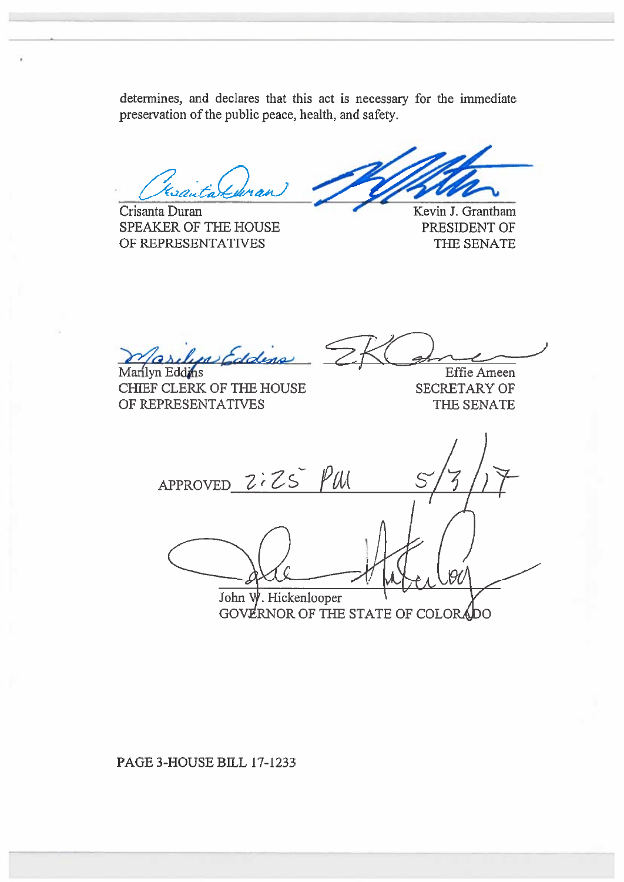determines, and declares that this act is necessary for the immediate preservation of the public peace, health, and safety.

Crisanta Duran
SPEAKER OF THE HOUSE
OF REPRESENTATIVES

Kevin J. Grantham
PRESIDENT OF
THE SENATE

Marilyn Eddins
CHIEF CLERK OF THE HOUSE
OF REPRESENTATIVES

Effie Ameen
SECRETARY OF
THE SENATE

APPROVED 2:25 PM 5/3/17

John W. Hickenlooper
GOVERNOR OF THE STATE OF COLORADO

PAGE 3-HOUSE BILL 17-1233